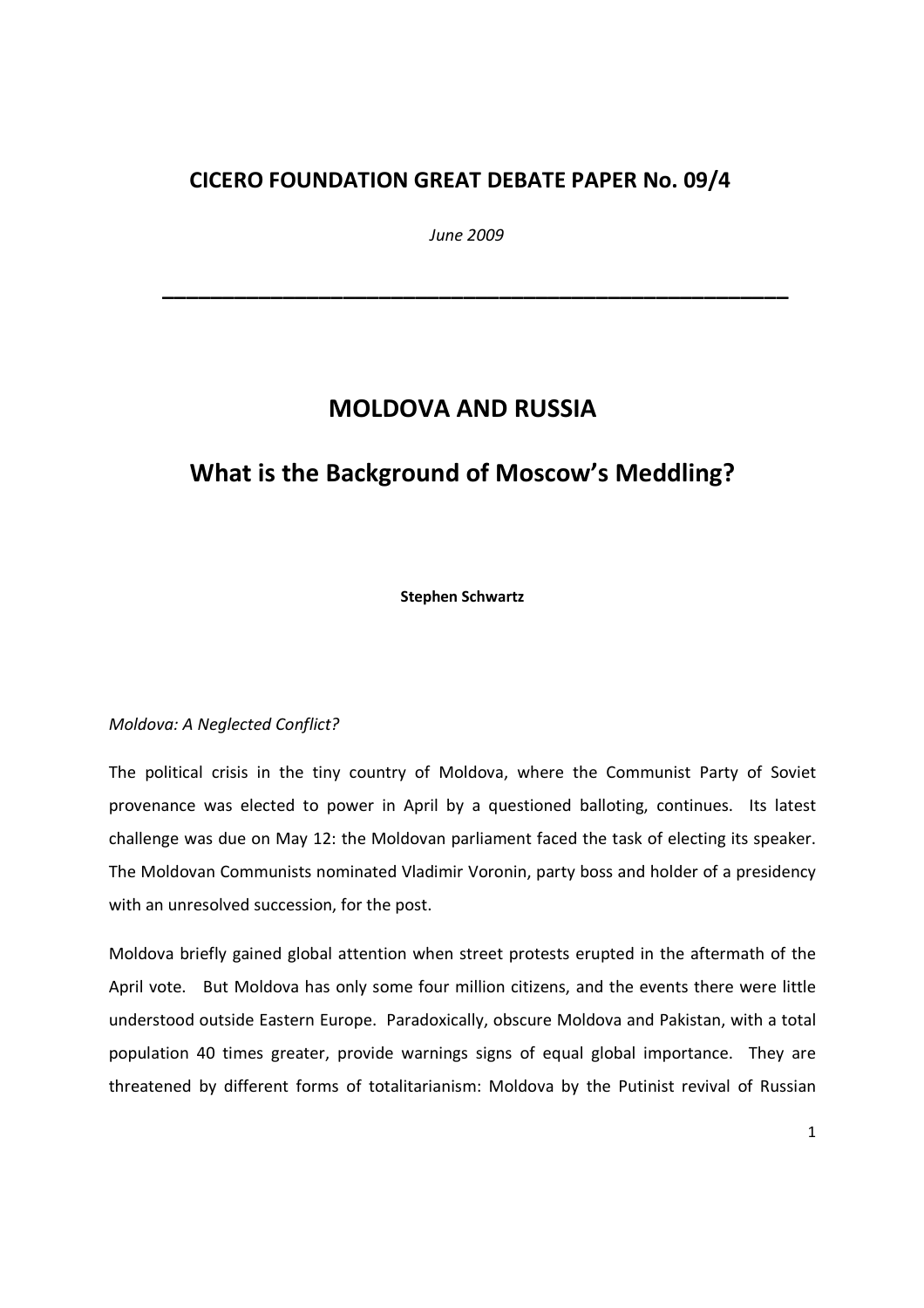**CICERO FOUNDATION GREAT DEBATE PAPER No. 09/4**

*June 2009*

---

# MOLDOVA AND RUSSIA

## What is the Background of Moscow's Meddling?

**Stephen Schwartz**

*Moldova: A Neglected Conflict?*

The political crisis in the tiny country of Moldova, where the Communist Party of Soviet provenance was elected to power in April by a questioned balloting, continues. Its latest challenge was due on May 12: the Moldovan parliament faced the task of electing its speaker. The Moldovan Communists nominated Vladimir Voronin, party boss and holder of a presidency with an unresolved succession, for the post.

Moldova briefly gained global attention when street protests erupted in the aftermath of the April vote. But Moldova has only some four million citizens, and the events there were little understood outside Eastern Europe. Paradoxically, obscure Moldova and Pakistan, with a total population 40 times greater, provide warnings signs of equal global importance. They are threatened by different forms of totalitarianism: Moldova by the Putinist revival of Russian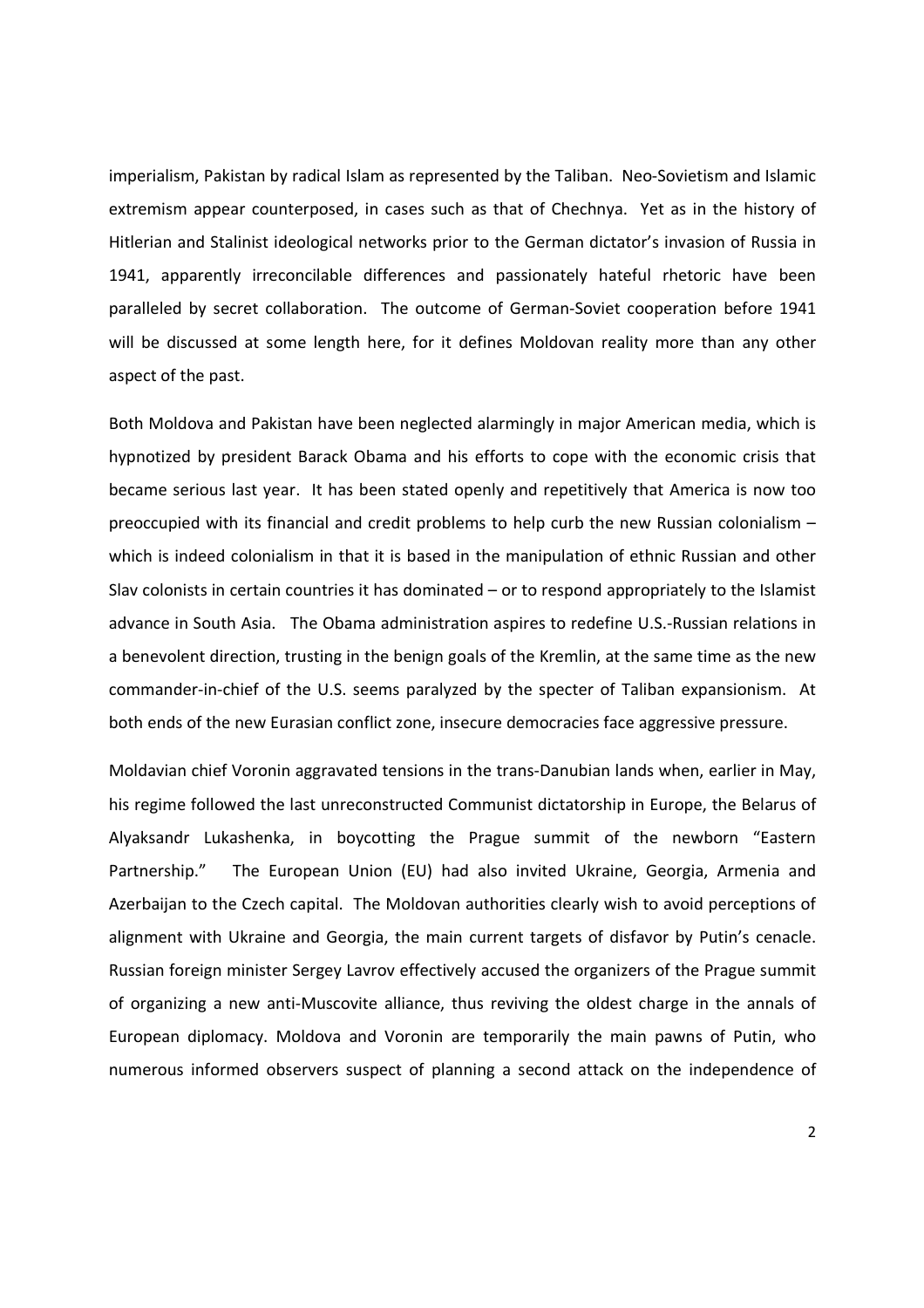imperialism, Pakistan by radical Islam as represented by the Taliban. Neo-Sovietism and Islamic extremism appear counterposed, in cases such as that of Chechnya. Yet as in the history of Hitlerian and Stalinist ideological networks prior to the German dictator's invasion of Russia in 1941, apparently irreconcilable differences and passionately hateful rhetoric have been paralleled by secret collaboration. The outcome of German-Soviet cooperation before 1941 will be discussed at some length here, for it defines Moldovan reality more than any other aspect of the past.

Both Moldova and Pakistan have been neglected alarmingly in major American media, which is hypnotized by president Barack Obama and his efforts to cope with the economic crisis that became serious last year. It has been stated openly and repetitively that America is now too preoccupied with its financial and credit problems to help curb the new Russian colonialism – which is indeed colonialism in that it is based in the manipulation of ethnic Russian and other Slav colonists in certain countries it has dominated – or to respond appropriately to the Islamist advance in South Asia. The Obama administration aspires to redefine U.S.-Russian relations in a benevolent direction, trusting in the benign goals of the Kremlin, at the same time as the new commander-in-chief of the U.S. seems paralyzed by the specter of Taliban expansionism. At both ends of the new Eurasian conflict zone, insecure democracies face aggressive pressure.

Moldavian chief Voronin aggravated tensions in the trans-Danubian lands when, earlier in May, his regime followed the last unreconstructed Communist dictatorship in Europe, the Belarus of Alyaksandr Lukashenka, in boycotting the Prague summit of the newborn "Eastern Partnership." The European Union (EU) had also invited Ukraine, Georgia, Armenia and Azerbaijan to the Czech capital. The Moldovan authorities clearly wish to avoid perceptions of alignment with Ukraine and Georgia, the main current targets of disfavor by Putin's cenacle. Russian foreign minister Sergey Lavrov effectively accused the organizers of the Prague summit of organizing a new anti-Muscovite alliance, thus reviving the oldest charge in the annals of European diplomacy. Moldova and Voronin are temporarily the main pawns of Putin, who numerous informed observers suspect of planning a second attack on the independence of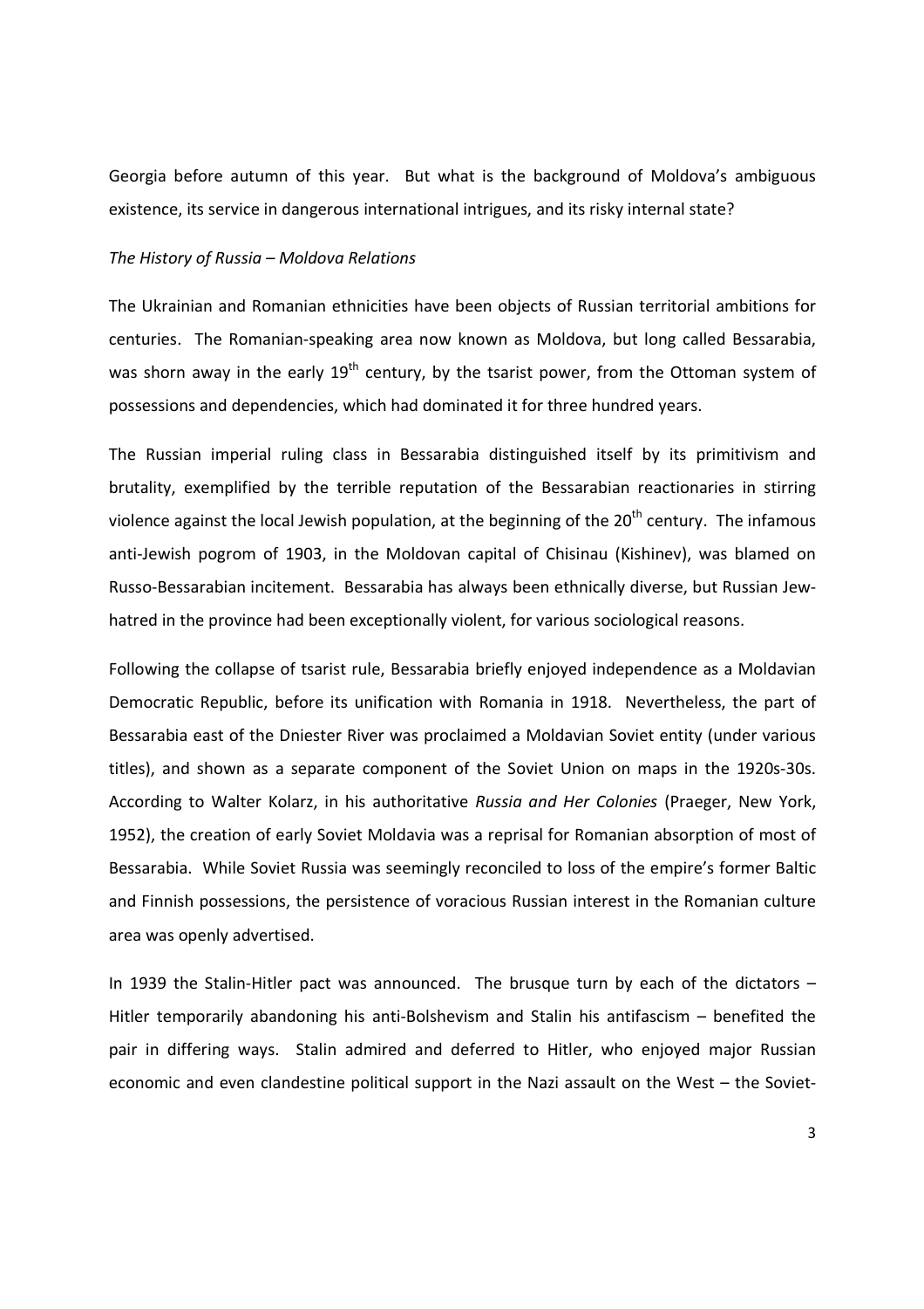Georgia before autumn of this year. But what is the background of Moldova's ambiguous existence, its service in dangerous international intrigues, and its risky internal state?

*The History of Russia – Moldova Relations*

The Ukrainian and Romanian ethnicities have been objects of Russian territorial ambitions for centuries. The Romanian-speaking area now known as Moldova, but long called Bessarabia, was shorn away in the early 19th century, by the tsarist power, from the Ottoman system of possessions and dependencies, which had dominated it for three hundred years.

The Russian imperial ruling class in Bessarabia distinguished itself by its primitivism and brutality, exemplified by the terrible reputation of the Bessarabian reactionaries in stirring violence against the local Jewish population, at the beginning of the 20th century. The infamous anti-Jewish pogrom of 1903, in the Moldovan capital of Chisinau (Kishinev), was blamed on Russo-Bessarabian incitement. Bessarabia has always been ethnically diverse, but Russian Jew-hatred in the province had been exceptionally violent, for various sociological reasons.

Following the collapse of tsarist rule, Bessarabia briefly enjoyed independence as a Moldavian Democratic Republic, before its unification with Romania in 1918. Nevertheless, the part of Bessarabia east of the Dniester River was proclaimed a Moldavian Soviet entity (under various titles), and shown as a separate component of the Soviet Union on maps in the 1920s-30s. According to Walter Kolarz, in his authoritative *Russia and Her Colonies* (Praeger, New York, 1952), the creation of early Soviet Moldavia was a reprisal for Romanian absorption of most of Bessarabia. While Soviet Russia was seemingly reconciled to loss of the empire's former Baltic and Finnish possessions, the persistence of voracious Russian interest in the Romanian culture area was openly advertised.

In 1939 the Stalin-Hitler pact was announced. The brusque turn by each of the dictators – Hitler temporarily abandoning his anti-Bolshevism and Stalin his antifascism – benefited the pair in differing ways. Stalin admired and deferred to Hitler, who enjoyed major Russian economic and even clandestine political support in the Nazi assault on the West – the Soviet-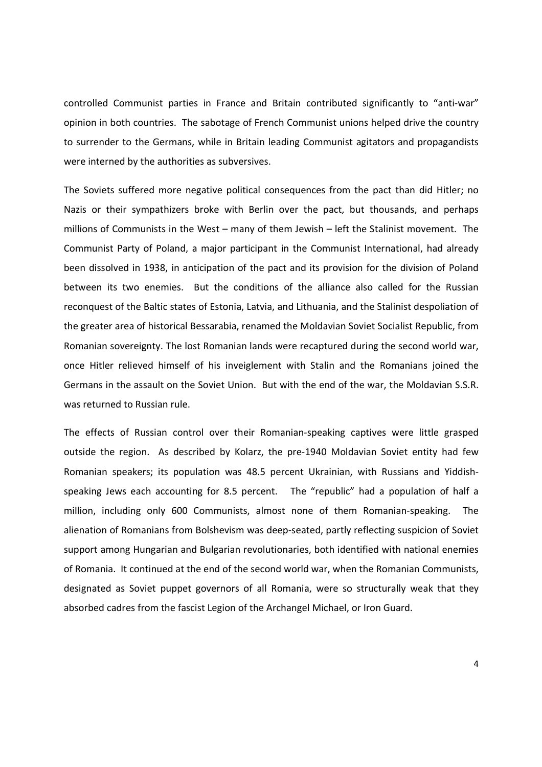controlled Communist parties in France and Britain contributed significantly to "anti-war" opinion in both countries. The sabotage of French Communist unions helped drive the country to surrender to the Germans, while in Britain leading Communist agitators and propagandists were interned by the authorities as subversives.

The Soviets suffered more negative political consequences from the pact than did Hitler; no Nazis or their sympathizers broke with Berlin over the pact, but thousands, and perhaps millions of Communists in the West – many of them Jewish – left the Stalinist movement. The Communist Party of Poland, a major participant in the Communist International, had already been dissolved in 1938, in anticipation of the pact and its provision for the division of Poland between its two enemies. But the conditions of the alliance also called for the Russian reconquest of the Baltic states of Estonia, Latvia, and Lithuania, and the Stalinist despoliation of the greater area of historical Bessarabia, renamed the Moldavian Soviet Socialist Republic, from Romanian sovereignty. The lost Romanian lands were recaptured during the second world war, once Hitler relieved himself of his inveiglement with Stalin and the Romanians joined the Germans in the assault on the Soviet Union. But with the end of the war, the Moldavian S.S.R. was returned to Russian rule.

The effects of Russian control over their Romanian-speaking captives were little grasped outside the region. As described by Kolarz, the pre-1940 Moldavian Soviet entity had few Romanian speakers; its population was 48.5 percent Ukrainian, with Russians and Yiddish-speaking Jews each accounting for 8.5 percent. The "republic" had a population of half a million, including only 600 Communists, almost none of them Romanian-speaking. The alienation of Romanians from Bolshevism was deep-seated, partly reflecting suspicion of Soviet support among Hungarian and Bulgarian revolutionaries, both identified with national enemies of Romania. It continued at the end of the second world war, when the Romanian Communists, designated as Soviet puppet governors of all Romania, were so structurally weak that they absorbed cadres from the fascist Legion of the Archangel Michael, or Iron Guard.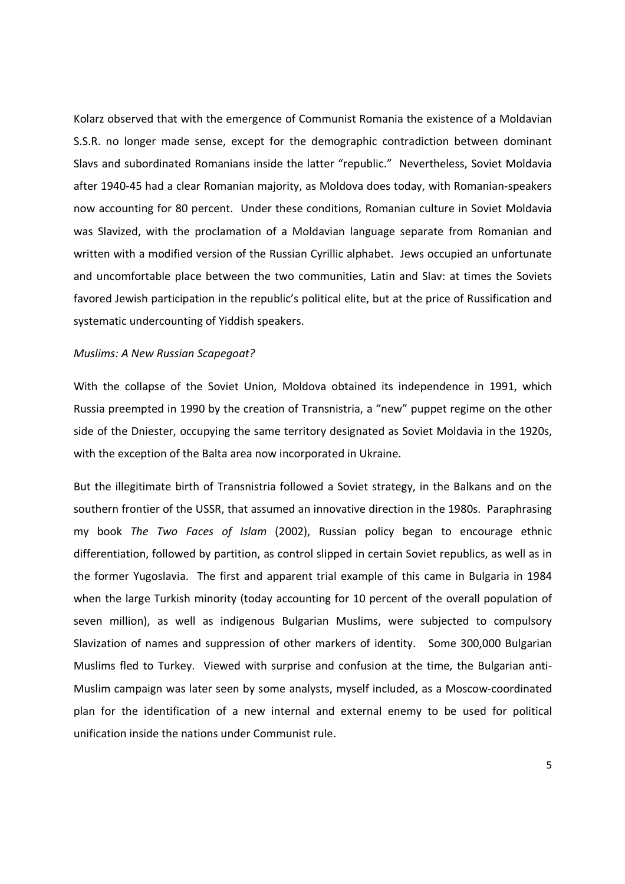Kolarz observed that with the emergence of Communist Romania the existence of a Moldavian S.S.R. no longer made sense, except for the demographic contradiction between dominant Slavs and subordinated Romanians inside the latter "republic." Nevertheless, Soviet Moldavia after 1940-45 had a clear Romanian majority, as Moldova does today, with Romanian-speakers now accounting for 80 percent. Under these conditions, Romanian culture in Soviet Moldavia was Slavized, with the proclamation of a Moldavian language separate from Romanian and written with a modified version of the Russian Cyrillic alphabet. Jews occupied an unfortunate and uncomfortable place between the two communities, Latin and Slav: at times the Soviets favored Jewish participation in the republic's political elite, but at the price of Russification and systematic undercounting of Yiddish speakers.

*Muslims: A New Russian Scapegoat?*

With the collapse of the Soviet Union, Moldova obtained its independence in 1991, which Russia preempted in 1990 by the creation of Transnistria, a "new" puppet regime on the other side of the Dniester, occupying the same territory designated as Soviet Moldavia in the 1920s, with the exception of the Balta area now incorporated in Ukraine.

But the illegitimate birth of Transnistria followed a Soviet strategy, in the Balkans and on the southern frontier of the USSR, that assumed an innovative direction in the 1980s. Paraphrasing my book *The Two Faces of Islam* (2002), Russian policy began to encourage ethnic differentiation, followed by partition, as control slipped in certain Soviet republics, as well as in the former Yugoslavia. The first and apparent trial example of this came in Bulgaria in 1984 when the large Turkish minority (today accounting for 10 percent of the overall population of seven million), as well as indigenous Bulgarian Muslims, were subjected to compulsory Slavization of names and suppression of other markers of identity. Some 300,000 Bulgarian Muslims fled to Turkey. Viewed with surprise and confusion at the time, the Bulgarian anti-Muslim campaign was later seen by some analysts, myself included, as a Moscow-coordinated plan for the identification of a new internal and external enemy to be used for political unification inside the nations under Communist rule.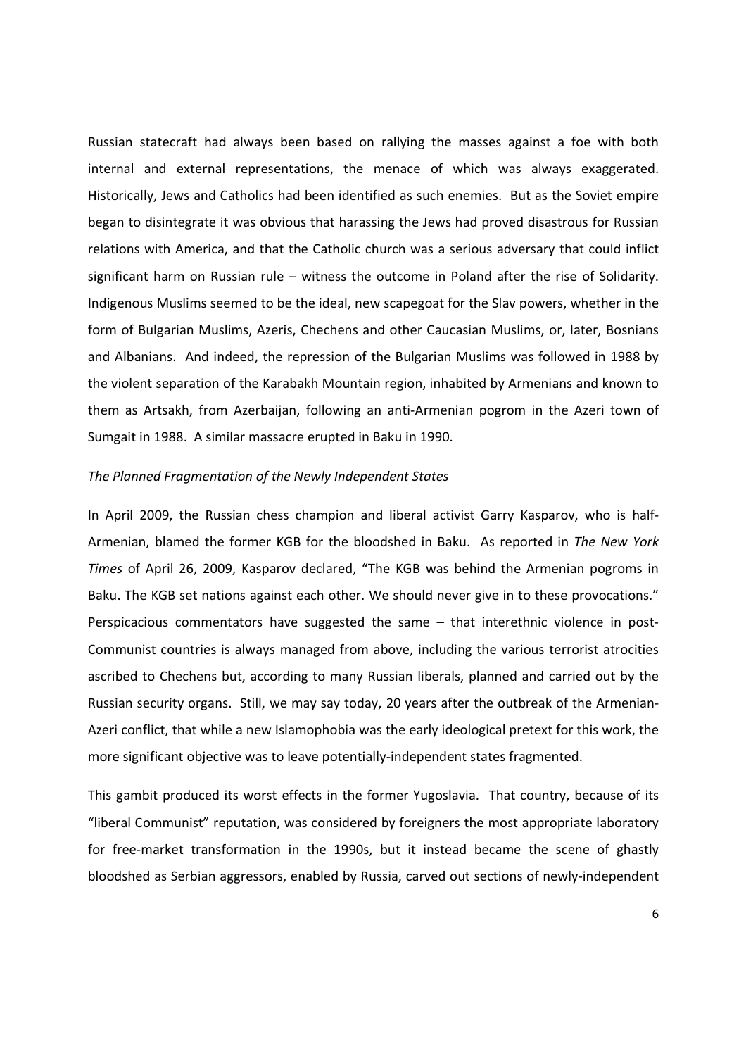Russian statecraft had always been based on rallying the masses against a foe with both internal and external representations, the menace of which was always exaggerated. Historically, Jews and Catholics had been identified as such enemies. But as the Soviet empire began to disintegrate it was obvious that harassing the Jews had proved disastrous for Russian relations with America, and that the Catholic church was a serious adversary that could inflict significant harm on Russian rule – witness the outcome in Poland after the rise of Solidarity. Indigenous Muslims seemed to be the ideal, new scapegoat for the Slav powers, whether in the form of Bulgarian Muslims, Azeris, Chechens and other Caucasian Muslims, or, later, Bosnians and Albanians. And indeed, the repression of the Bulgarian Muslims was followed in 1988 by the violent separation of the Karabakh Mountain region, inhabited by Armenians and known to them as Artsakh, from Azerbaijan, following an anti-Armenian pogrom in the Azeri town of Sumgait in 1988. A similar massacre erupted in Baku in 1990.

*The Planned Fragmentation of the Newly Independent States*

In April 2009, the Russian chess champion and liberal activist Garry Kasparov, who is half-Armenian, blamed the former KGB for the bloodshed in Baku. As reported in *The New York Times* of April 26, 2009, Kasparov declared, "The KGB was behind the Armenian pogroms in Baku. The KGB set nations against each other. We should never give in to these provocations." Perspicacious commentators have suggested the same – that interethnic violence in post-Communist countries is always managed from above, including the various terrorist atrocities ascribed to Chechens but, according to many Russian liberals, planned and carried out by the Russian security organs. Still, we may say today, 20 years after the outbreak of the Armenian-Azeri conflict, that while a new Islamophobia was the early ideological pretext for this work, the more significant objective was to leave potentially-independent states fragmented.

This gambit produced its worst effects in the former Yugoslavia. That country, because of its "liberal Communist" reputation, was considered by foreigners the most appropriate laboratory for free-market transformation in the 1990s, but it instead became the scene of ghastly bloodshed as Serbian aggressors, enabled by Russia, carved out sections of newly-independent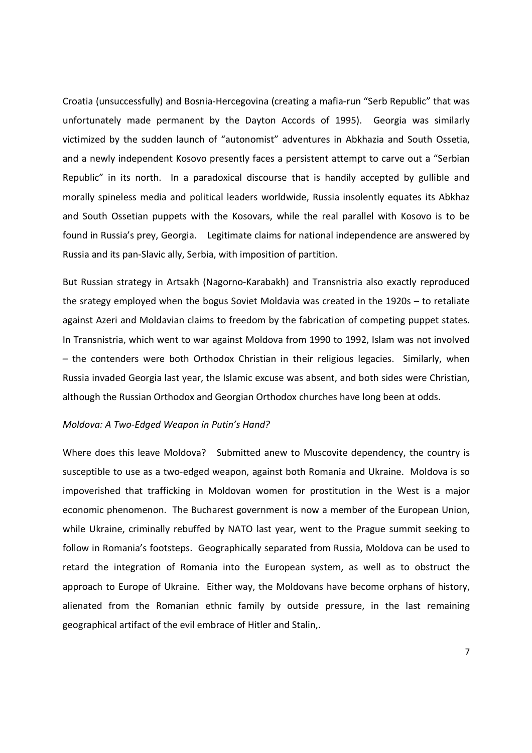Croatia (unsuccessfully) and Bosnia-Hercegovina (creating a mafia-run "Serb Republic" that was unfortunately made permanent by the Dayton Accords of 1995). Georgia was similarly victimized by the sudden launch of "autonomist" adventures in Abkhazia and South Ossetia, and a newly independent Kosovo presently faces a persistent attempt to carve out a "Serbian Republic" in its north. In a paradoxical discourse that is handily accepted by gullible and morally spineless media and political leaders worldwide, Russia insolently equates its Abkhaz and South Ossetian puppets with the Kosovars, while the real parallel with Kosovo is to be found in Russia's prey, Georgia. Legitimate claims for national independence are answered by Russia and its pan-Slavic ally, Serbia, with imposition of partition.

But Russian strategy in Artsakh (Nagorno-Karabakh) and Transnistria also exactly reproduced the srategy employed when the bogus Soviet Moldavia was created in the 1920s – to retaliate against Azeri and Moldavian claims to freedom by the fabrication of competing puppet states. In Transnistria, which went to war against Moldova from 1990 to 1992, Islam was not involved – the contenders were both Orthodox Christian in their religious legacies. Similarly, when Russia invaded Georgia last year, the Islamic excuse was absent, and both sides were Christian, although the Russian Orthodox and Georgian Orthodox churches have long been at odds.

*Moldova: A Two-Edged Weapon in Putin's Hand?*

Where does this leave Moldova? Submitted anew to Muscovite dependency, the country is susceptible to use as a two-edged weapon, against both Romania and Ukraine. Moldova is so impoverished that trafficking in Moldovan women for prostitution in the West is a major economic phenomenon. The Bucharest government is now a member of the European Union, while Ukraine, criminally rebuffed by NATO last year, went to the Prague summit seeking to follow in Romania's footsteps. Geographically separated from Russia, Moldova can be used to retard the integration of Romania into the European system, as well as to obstruct the approach to Europe of Ukraine. Either way, the Moldovans have become orphans of history, alienated from the Romanian ethnic family by outside pressure, in the last remaining geographical artifact of the evil embrace of Hitler and Stalin,.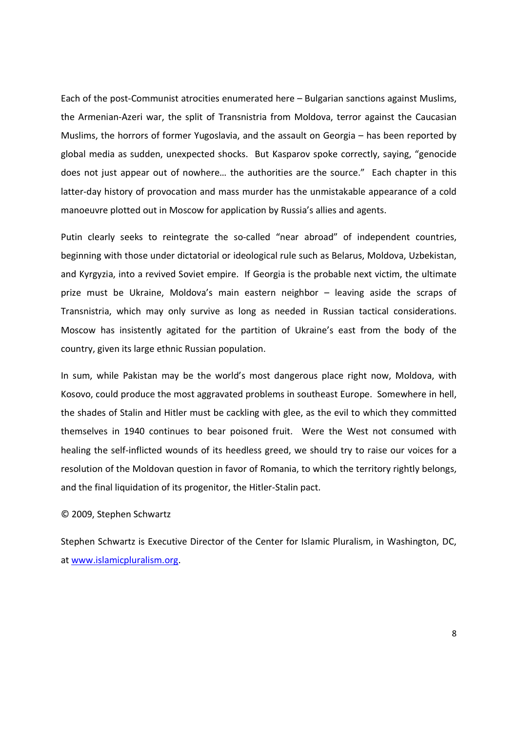Each of the post-Communist atrocities enumerated here – Bulgarian sanctions against Muslims, the Armenian-Azeri war, the split of Transnistria from Moldova, terror against the Caucasian Muslims, the horrors of former Yugoslavia, and the assault on Georgia – has been reported by global media as sudden, unexpected shocks. But Kasparov spoke correctly, saying, "genocide does not just appear out of nowhere… the authorities are the source." Each chapter in this latter-day history of provocation and mass murder has the unmistakable appearance of a cold manoeuvre plotted out in Moscow for application by Russia's allies and agents.

Putin clearly seeks to reintegrate the so-called "near abroad" of independent countries, beginning with those under dictatorial or ideological rule such as Belarus, Moldova, Uzbekistan, and Kyrgyzia, into a revived Soviet empire. If Georgia is the probable next victim, the ultimate prize must be Ukraine, Moldova's main eastern neighbor – leaving aside the scraps of Transnistria, which may only survive as long as needed in Russian tactical considerations. Moscow has insistently agitated for the partition of Ukraine's east from the body of the country, given its large ethnic Russian population.

In sum, while Pakistan may be the world's most dangerous place right now, Moldova, with Kosovo, could produce the most aggravated problems in southeast Europe. Somewhere in hell, the shades of Stalin and Hitler must be cackling with glee, as the evil to which they committed themselves in 1940 continues to bear poisoned fruit. Were the West not consumed with healing the self-inflicted wounds of its heedless greed, we should try to raise our voices for a resolution of the Moldovan question in favor of Romania, to which the territory rightly belongs, and the final liquidation of its progenitor, the Hitler-Stalin pact.

© 2009, Stephen Schwartz

Stephen Schwartz is Executive Director of the Center for Islamic Pluralism, in Washington, DC, at [www.islamicpluralism.org](http://www.islamicpluralism.org).